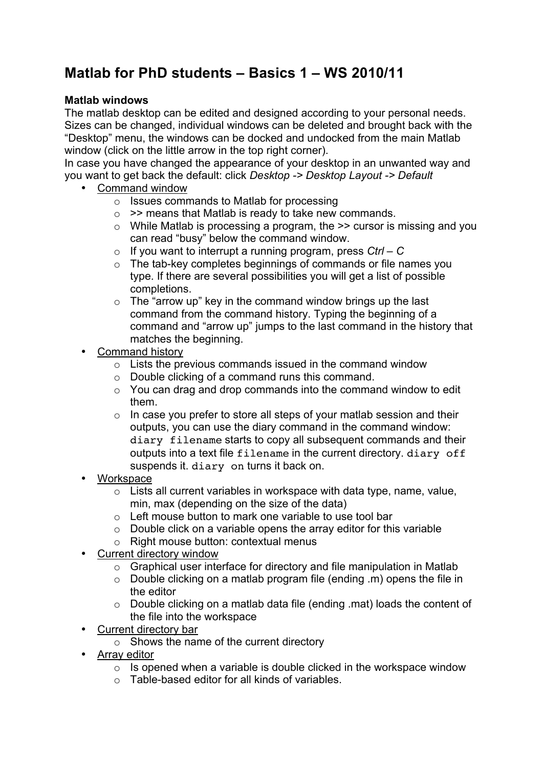# Matlab for PhD students – Basics 1 – WS 2010/11

**Matlab windows**

The matlab desktop can be edited and designed according to your personal needs. Sizes can be changed, individual windows can be deleted and brought back with the "Desktop" menu, the windows can be docked and undocked from the main Matlab window (click on the little arrow in the top right corner).

In case you have changed the appearance of your desktop in an unwanted way and you want to get back the default: click *Desktop -> Desktop Layout -> Default*

- Command window
  - Issues commands to Matlab for processing
  - >> means that Matlab is ready to take new commands.
  - While Matlab is processing a program, the >> cursor is missing and you can read "busy" below the command window.
  - If you want to interrupt a running program, press *Ctrl – C*
  - The tab-key completes beginnings of commands or file names you type. If there are several possibilities you will get a list of possible completions.
  - The "arrow up" key in the command window brings up the last command from the command history. Typing the beginning of a command and "arrow up" jumps to the last command in the history that matches the beginning.
- Command history
  - Lists the previous commands issued in the command window
  - Double clicking of a command runs this command.
  - You can drag and drop commands into the command window to edit them.
  - In case you prefer to store all steps of your matlab session and their outputs, you can use the diary command in the command window: `diary filename` starts to copy all subsequent commands and their outputs into a text file `filename` in the current directory. `diary off` suspends it. `diary on` turns it back on.
- Workspace
  - Lists all current variables in workspace with data type, name, value, min, max (depending on the size of the data)
  - Left mouse button to mark one variable to use tool bar
  - Double click on a variable opens the array editor for this variable
  - Right mouse button: contextual menus
- Current directory window
  - Graphical user interface for directory and file manipulation in Matlab
  - Double clicking on a matlab program file (ending .m) opens the file in the editor
  - Double clicking on a matlab data file (ending .mat) loads the content of the file into the workspace
- Current directory bar
  - Shows the name of the current directory
- Array editor
  - Is opened when a variable is double clicked in the workspace window
  - Table-based editor for all kinds of variables.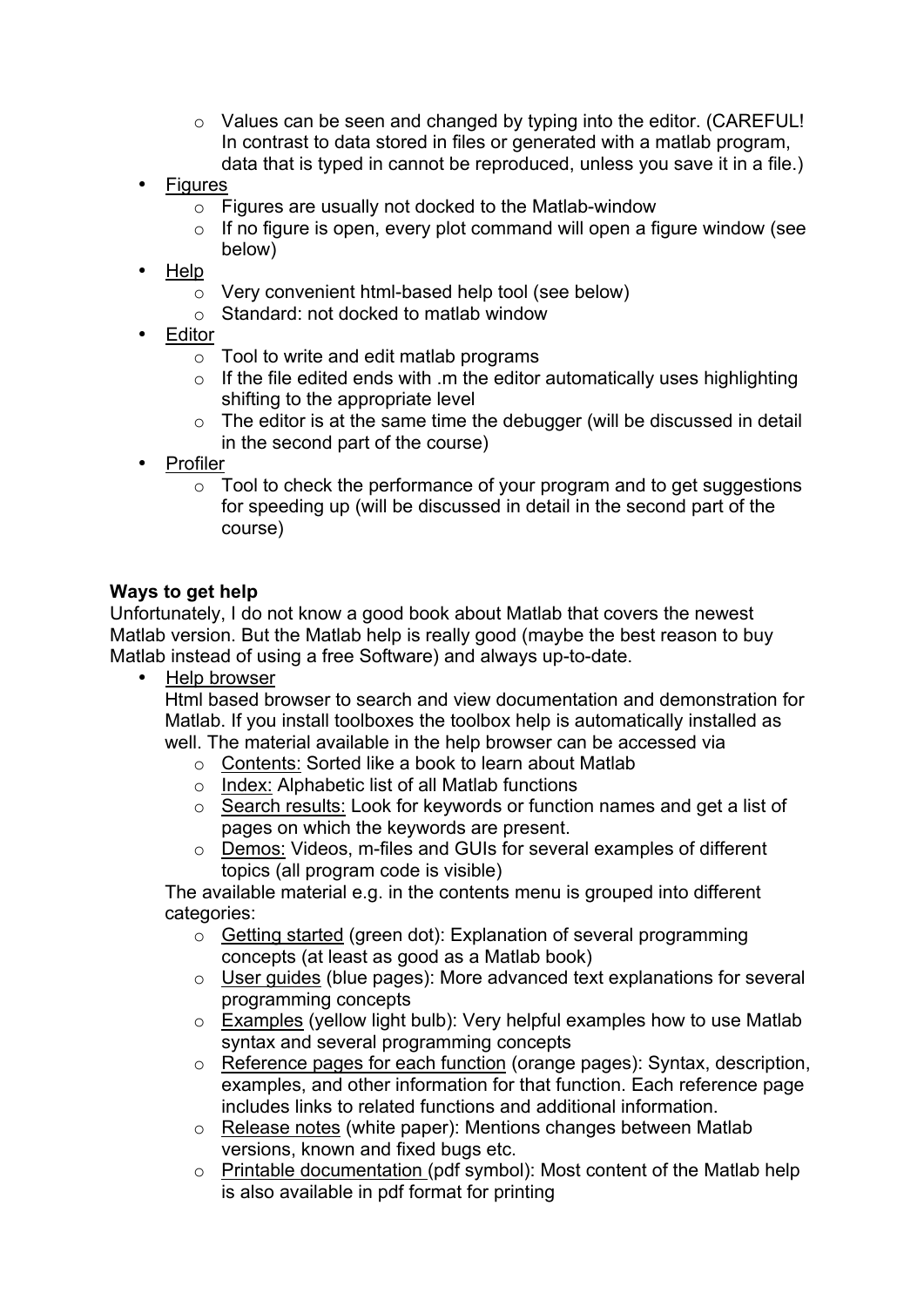- Values can be seen and changed by typing into the editor. (CAREFUL! In contrast to data stored in files or generated with a matlab program, data that is typed in cannot be reproduced, unless you save it in a file.)
- Figures
  - Figures are usually not docked to the Matlab-window
  - If no figure is open, every plot command will open a figure window (see below)
- Help
  - Very convenient html-based help tool (see below)
  - Standard: not docked to matlab window
- Editor
  - Tool to write and edit matlab programs
  - If the file edited ends with .m the editor automatically uses highlighting shifting to the appropriate level
  - The editor is at the same time the debugger (will be discussed in detail in the second part of the course)
- Profiler
  - Tool to check the performance of your program and to get suggestions for speeding up (will be discussed in detail in the second part of the course)

**Ways to get help**

Unfortunately, I do not know a good book about Matlab that covers the newest Matlab version. But the Matlab help is really good (maybe the best reason to buy Matlab instead of using a free Software) and always up-to-date.

- Help browser

  Html based browser to search and view documentation and demonstration for Matlab. If you install toolboxes the toolbox help is automatically installed as well. The material available in the help browser can be accessed via
  - Contents: Sorted like a book to learn about Matlab
  - Index: Alphabetic list of all Matlab functions
  - Search results: Look for keywords or function names and get a list of pages on which the keywords are present.
  - Demos: Videos, m-files and GUIs for several examples of different topics (all program code is visible)

  The available material e.g. in the contents menu is grouped into different categories:
  - Getting started (green dot): Explanation of several programming concepts (at least as good as a Matlab book)
  - User guides (blue pages): More advanced text explanations for several programming concepts
  - Examples (yellow light bulb): Very helpful examples how to use Matlab syntax and several programming concepts
  - Reference pages for each function (orange pages): Syntax, description, examples, and other information for that function. Each reference page includes links to related functions and additional information.
  - Release notes (white paper): Mentions changes between Matlab versions, known and fixed bugs etc.
  - Printable documentation (pdf symbol): Most content of the Matlab help is also available in pdf format for printing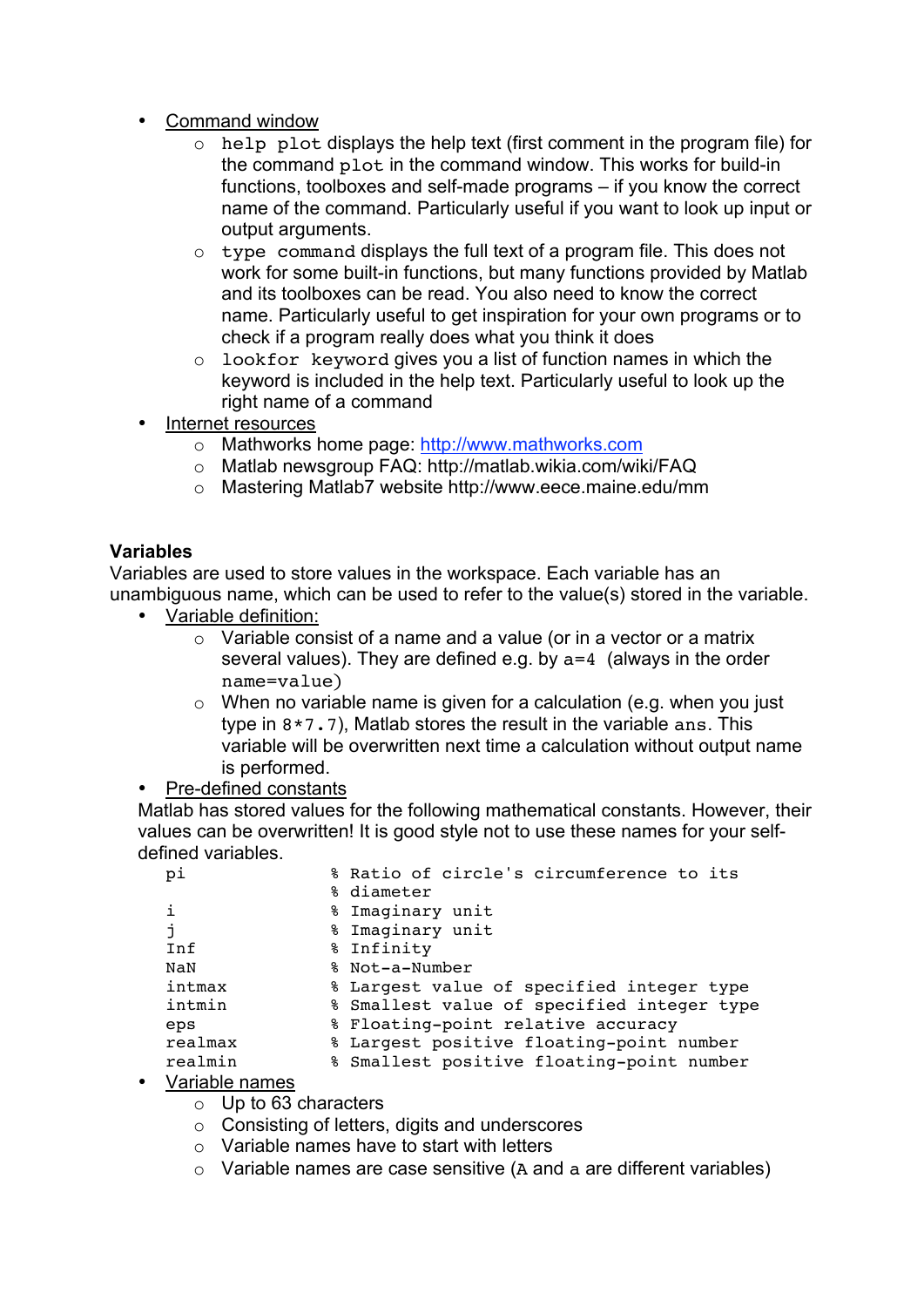- Command window
  - `help plot` displays the help text (first comment in the program file) for the command `plot` in the command window. This works for build-in functions, toolboxes and self-made programs – if you know the correct name of the command. Particularly useful if you want to look up input or output arguments.
  - `type command` displays the full text of a program file. This does not work for some built-in functions, but many functions provided by Matlab and its toolboxes can be read. You also need to know the correct name. Particularly useful to get inspiration for your own programs or to check if a program really does what you think it does
  - `lookfor keyword` gives you a list of function names in which the keyword is included in the help text. Particularly useful to look up the right name of a command
- Internet resources
  - Mathworks home page: http://www.mathworks.com
  - Matlab newsgroup FAQ: http://matlab.wikia.com/wiki/FAQ
  - Mastering Matlab7 website http://www.eece.maine.edu/mm

**Variables**

Variables are used to store values in the workspace. Each variable has an unambiguous name, which can be used to refer to the value(s) stored in the variable.

- Variable definition:
  - Variable consist of a name and a value (or in a vector or a matrix several values). They are defined e.g. by `a=4` (always in the order `name=value`)
  - When no variable name is given for a calculation (e.g. when you just type in `8*7.7`), Matlab stores the result in the variable `ans`. This variable will be overwritten next time a calculation without output name is performed.
- Pre-defined constants

  Matlab has stored values for the following mathematical constants. However, their values can be overwritten! It is good style not to use these names for your self-defined variables.

```
pi            % Ratio of circle's circumference to its
              % diameter
i             % Imaginary unit
j             % Imaginary unit
Inf           % Infinity
NaN           % Not-a-Number
intmax        % Largest value of specified integer type
intmin        % Smallest value of specified integer type
eps           % Floating-point relative accuracy
realmax       % Largest positive floating-point number
realmin       % Smallest positive floating-point number
```

- Variable names
  - Up to 63 characters
  - Consisting of letters, digits and underscores
  - Variable names have to start with letters
  - Variable names are case sensitive (`A` and `a` are different variables)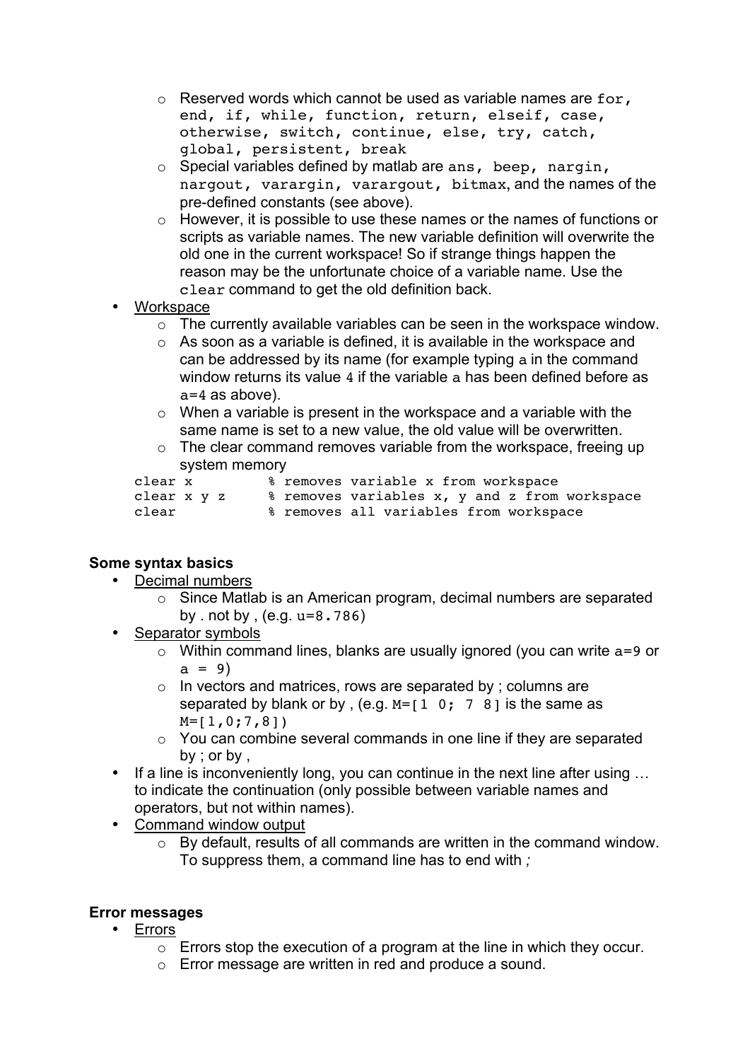- Reserved words which cannot be used as variable names are `for, end, if, while, function, return, elseif, case, otherwise, switch, continue, else, try, catch, global, persistent, break`
  - Special variables defined by matlab are `ans, beep, nargin, nargout, varargin, varargout, bitmax`, and the names of the pre-defined constants (see above).
  - However, it is possible to use these names or the names of functions or scripts as variable names. The new variable definition will overwrite the old one in the current workspace! So if strange things happen the reason may be the unfortunate choice of a variable name. Use the `clear` command to get the old definition back.
- Workspace
  - The currently available variables can be seen in the workspace window.
  - As soon as a variable is defined, it is available in the workspace and can be addressed by its name (for example typing `a` in the command window returns its value `4` if the variable `a` has been defined before as `a=4` as above).
  - When a variable is present in the workspace and a variable with the same name is set to a new value, the old value will be overwritten.
  - The clear command removes variable from the workspace, freeing up system memory

```
clear x         % removes variable x from workspace
clear x y z     % removes variables x, y and z from workspace
clear           % removes all variables from workspace
```

**Some syntax basics**

- Decimal numbers
  - Since Matlab is an American program, decimal numbers are separated by . not by , (e.g. `u=8.786`)
- Separator symbols
  - Within command lines, blanks are usually ignored (you can write `a=9` or `a = 9`)
  - In vectors and matrices, rows are separated by ; columns are separated by blank or by , (e.g. `M=[1 0; 7 8]` is the same as `M=[1,0;7,8]`)
  - You can combine several commands in one line if they are separated by ; or by ,
- If a line is inconveniently long, you can continue in the next line after using … to indicate the continuation (only possible between variable names and operators, but not within names).
- Command window output
  - By default, results of all commands are written in the command window. To suppress them, a command line has to end with *;*

**Error messages**

- Errors
  - Errors stop the execution of a program at the line in which they occur.
  - Error message are written in red and produce a sound.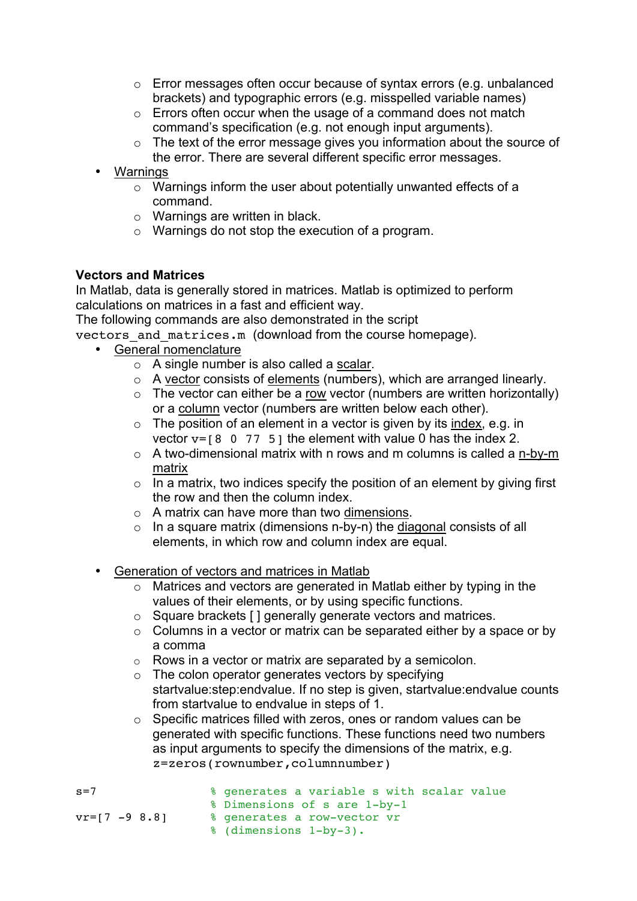- Error messages often occur because of syntax errors (e.g. unbalanced brackets) and typographic errors (e.g. misspelled variable names)
  - Errors often occur when the usage of a command does not match command's specification (e.g. not enough input arguments).
  - The text of the error message gives you information about the source of the error. There are several different specific error messages.
- Warnings
  - Warnings inform the user about potentially unwanted effects of a command.
  - Warnings are written in black.
  - Warnings do not stop the execution of a program.

**Vectors and Matrices**

In Matlab, data is generally stored in matrices. Matlab is optimized to perform calculations on matrices in a fast and efficient way.
The following commands are also demonstrated in the script `vectors_and_matrices.m` (download from the course homepage).

- General nomenclature
  - A single number is also called a scalar.
  - A vector consists of elements (numbers), which are arranged linearly.
  - The vector can either be a row vector (numbers are written horizontally) or a column vector (numbers are written below each other).
  - The position of an element in a vector is given by its index, e.g. in vector `v=[8 0 77 5]` the element with value 0 has the index 2.
  - A two-dimensional matrix with n rows and m columns is called a n-by-m matrix
  - In a matrix, two indices specify the position of an element by giving first the row and then the column index.
  - A matrix can have more than two dimensions.
  - In a square matrix (dimensions n-by-n) the diagonal consists of all elements, in which row and column index are equal.

- Generation of vectors and matrices in Matlab
  - Matrices and vectors are generated in Matlab either by typing in the values of their elements, or by using specific functions.
  - Square brackets [ ] generally generate vectors and matrices.
  - Columns in a vector or matrix can be separated either by a space or by a comma
  - Rows in a vector or matrix are separated by a semicolon.
  - The colon operator generates vectors by specifying startvalue:step:endvalue. If no step is given, startvalue:endvalue counts from startvalue to endvalue in steps of 1.
  - Specific matrices filled with zeros, ones or random values can be generated with specific functions. These functions need two numbers as input arguments to specify the dimensions of the matrix, e.g. `z=zeros(rownumber,columnnumber)`

```
s=7                 % generates a variable s with scalar value
                    % Dimensions of s are 1-by-1
vr=[7 -9 8.8]       % generates a row-vector vr
                    % (dimensions 1-by-3).
```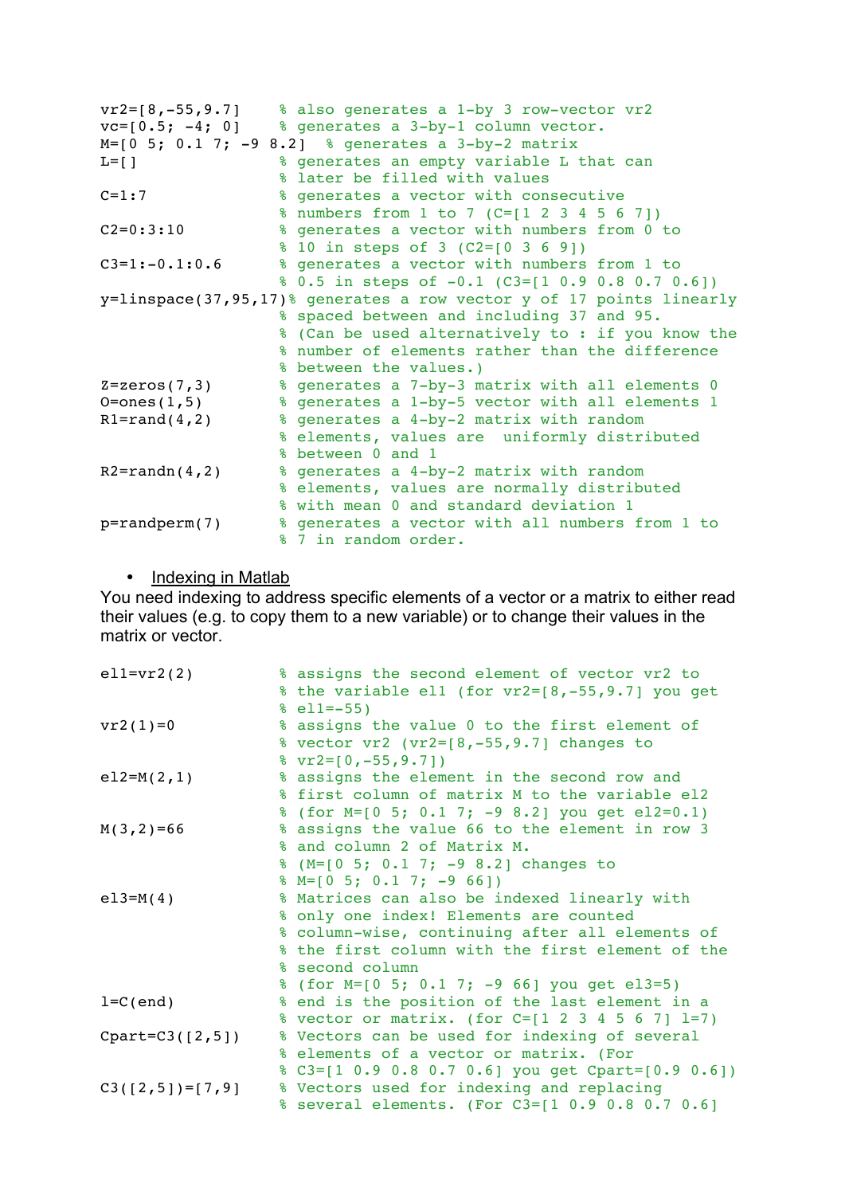```
vr2=[8,-55,9.7]     % also generates a 1-by 3 row-vector vr2
vc=[0.5; -4; 0]     % generates a 3-by-1 column vector.
M=[0 5; 0.1 7; -9 8.2]  % generates a 3-by-2 matrix
L=[]                % generates an empty variable L that can
                    % later be filled with values
C=1:7               % generates a vector with consecutive
                    % numbers from 1 to 7 (C=[1 2 3 4 5 6 7])
C2=0:3:10           % generates a vector with numbers from 0 to
                    % 10 in steps of 3 (C2=[0 3 6 9])
C3=1:-0.1:0.6       % generates a vector with numbers from 1 to
                    % 0.5 in steps of -0.1 (C3=[1 0.9 0.8 0.7 0.6])
y=linspace(37,95,17)% generates a row vector y of 17 points linearly
                    % spaced between and including 37 and 95.
                    % (Can be used alternatively to : if you know the
                    % number of elements rather than the difference
                    % between the values.)
Z=zeros(7,3)        % generates a 7-by-3 matrix with all elements 0
O=ones(1,5)         % generates a 1-by-5 vector with all elements 1
R1=rand(4,2)        % generates a 4-by-2 matrix with random
                    % elements, values are  uniformly distributed
                    % between 0 and 1
R2=randn(4,2)       % generates a 4-by-2 matrix with random
                    % elements, values are normally distributed
                    % with mean 0 and standard deviation 1
p=randperm(7)       % generates a vector with all numbers from 1 to
                    % 7 in random order.
```

- <u>Indexing in Matlab</u>

You need indexing to address specific elements of a vector or a matrix to either read their values (e.g. to copy them to a new variable) or to change their values in the matrix or vector.

```
el1=vr2(2)          % assigns the second element of vector vr2 to
                    % the variable el1 (for vr2=[8,-55,9.7] you get
                    % el1=-55)
vr2(1)=0            % assigns the value 0 to the first element of
                    % vector vr2 (vr2=[8,-55,9.7] changes to
                    % vr2=[0,-55,9.7])
el2=M(2,1)          % assigns the element in the second row and
                    % first column of matrix M to the variable el2
                    % (for M=[0 5; 0.1 7; -9 8.2] you get el2=0.1)
M(3,2)=66           % assigns the value 66 to the element in row 3
                    % and column 2 of Matrix M.
                    % (M=[0 5; 0.1 7; -9 8.2] changes to
                    % M=[0 5; 0.1 7; -9 66])
el3=M(4)            % Matrices can also be indexed linearly with
                    % only one index! Elements are counted
                    % column-wise, continuing after all elements of
                    % the first column with the first element of the
                    % second column
                    % (for M=[0 5; 0.1 7; -9 66] you get el3=5)
l=C(end)            % end is the position of the last element in a
                    % vector or matrix. (for C=[1 2 3 4 5 6 7] l=7)
Cpart=C3([2,5])     % Vectors can be used for indexing of several
                    % elements of a vector or matrix. (For
                    % C3=[1 0.9 0.8 0.7 0.6] you get Cpart=[0.9 0.6])
C3([2,5])=[7,9]     % Vectors used for indexing and replacing
                    % several elements. (For C3=[1 0.9 0.8 0.7 0.6]
```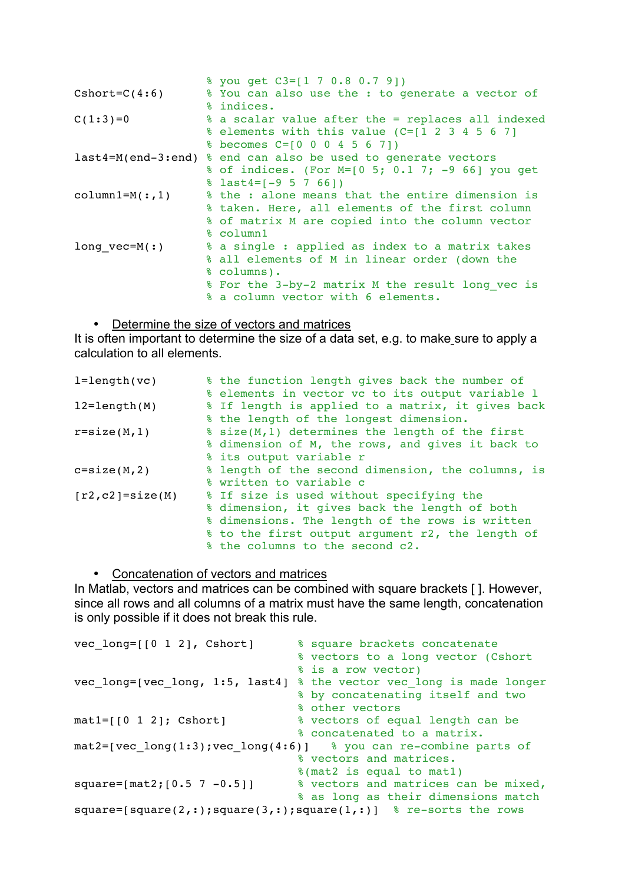```
                     % you get C3=[1 7 0.8 0.7 9])
Cshort=C(4:6)        % You can also use the : to generate a vector of
                     % indices.
C(1:3)=0             % a scalar value after the = replaces all indexed
                     % elements with this value (C=[1 2 3 4 5 6 7]
                     % becomes C=[0 0 0 4 5 6 7])
last4=M(end-3:end)   % end can also be used to generate vectors
                     % of indices. (For M=[0 5; 0.1 7; -9 66] you get
                     % last4=[-9 5 7 66])
column1=M(:,1)       % the : alone means that the entire dimension is
                     % taken. Here, all elements of the first column
                     % of matrix M are copied into the column vector
                     % column1
long_vec=M(:)        % a single : applied as index to a matrix takes
                     % all elements of M in linear order (down the
                     % columns).
                     % For the 3-by-2 matrix M the result long_vec is
                     % a column vector with 6 elements.
```

- Determine the size of vectors and matrices

It is often important to determine the size of a data set, e.g. to make sure to apply a calculation to all elements.

```
l=length(vc)         % the function length gives back the number of
                     % elements in vector vc to its output variable l
l2=length(M)         % If length is applied to a matrix, it gives back
                     % the length of the longest dimension.
r=size(M,1)          % size(M,1) determines the length of the first
                     % dimension of M, the rows, and gives it back to
                     % its output variable r
c=size(M,2)          % length of the second dimension, the columns, is
                     % written to variable c
[r2,c2]=size(M)      % If size is used without specifying the
                     % dimension, it gives back the length of both
                     % dimensions. The length of the rows is written
                     % to the first output argument r2, the length of
                     % the columns to the second c2.
```

- Concatenation of vectors and matrices

In Matlab, vectors and matrices can be combined with square brackets [ ]. However, since all rows and all columns of a matrix must have the same length, concatenation is only possible if it does not break this rule.

```
vec_long=[[0 1 2], Cshort]       % square brackets concatenate
                                 % vectors to a long vector (Cshort
                                 % is a row vector)
vec_long=[vec_long, 1:5, last4]  % the vector vec_long is made longer
                                 % by concatenating itself and two
                                 % other vectors
mat1=[[0 1 2]; Cshort]           % vectors of equal length can be
                                 % concatenated to a matrix.
mat2=[vec_long(1:3);vec_long(4:6)]   % you can re-combine parts of
                                 % vectors and matrices.
                                 %(mat2 is equal to mat1)
square=[mat2;[0.5 7 -0.5]]       % vectors and matrices can be mixed,
                                 % as long as their dimensions match
square=[square(2,:);square(3,:);square(1,:)]  % re-sorts the rows
```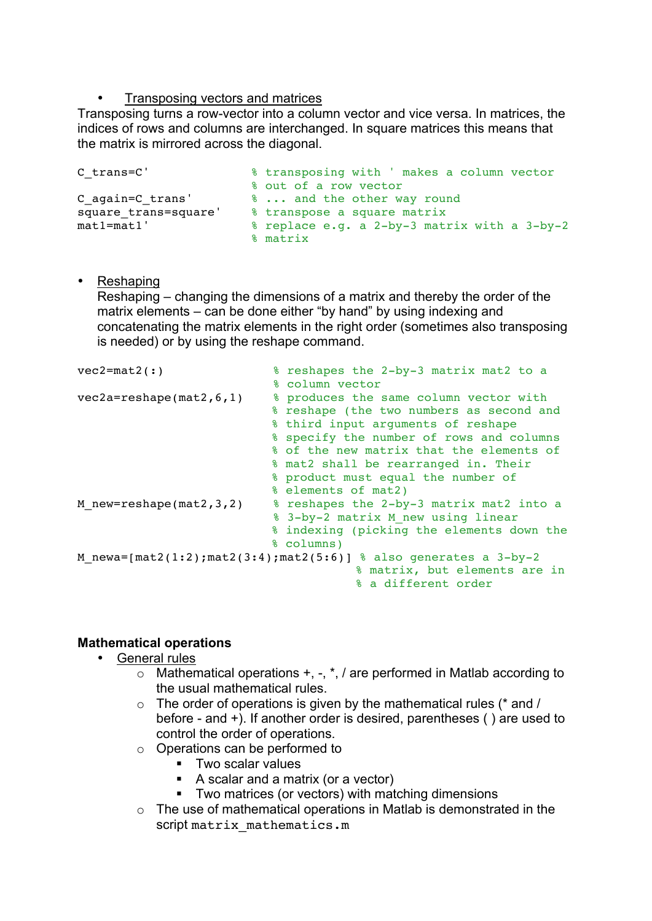- <u>Transposing vectors and matrices</u>

Transposing turns a row-vector into a column vector and vice versa. In matrices, the indices of rows and columns are interchanged. In square matrices this means that the matrix is mirrored across the diagonal.

```
C_trans=C'                  % transposing with ' makes a column vector
                            % out of a row vector
C_again=C_trans'            % ... and the other way round
square_trans=square'        % transpose a square matrix
mat1=mat1'                  % replace e.g. a 2-by-3 matrix with a 3-by-2
                            % matrix
```

- <u>Reshaping</u>

  Reshaping – changing the dimensions of a matrix and thereby the order of the matrix elements – can be done either "by hand" by using indexing and concatenating the matrix elements in the right order (sometimes also transposing is needed) or by using the reshape command.

```
vec2=mat2(:)                   % reshapes the 2-by-3 matrix mat2 to a
                               % column vector
vec2a=reshape(mat2,6,1)        % produces the same column vector with
                               % reshape (the two numbers as second and
                               % third input arguments of reshape
                               % specify the number of rows and columns
                               % of the new matrix that the elements of
                               % mat2 shall be rearranged in. Their
                               % product must equal the number of
                               % elements of mat2)
M_new=reshape(mat2,3,2)        % reshapes the 2-by-3 matrix mat2 into a
                               % 3-by-2 matrix M_new using linear
                               % indexing (picking the elements down the
                               % columns)
M_newa=[mat2(1:2);mat2(3:4);mat2(5:6)] % also generates a 3-by-2
                                       % matrix, but elements are in
                                       % a different order
```

**Mathematical operations**

- <u>General rules</u>
  - Mathematical operations +, -, *, / are performed in Matlab according to the usual mathematical rules.
  - The order of operations is given by the mathematical rules (* and / before - and +). If another order is desired, parentheses ( ) are used to control the order of operations.
  - Operations can be performed to
    - Two scalar values
    - A scalar and a matrix (or a vector)
    - Two matrices (or vectors) with matching dimensions
  - The use of mathematical operations in Matlab is demonstrated in the script `matrix_mathematics.m`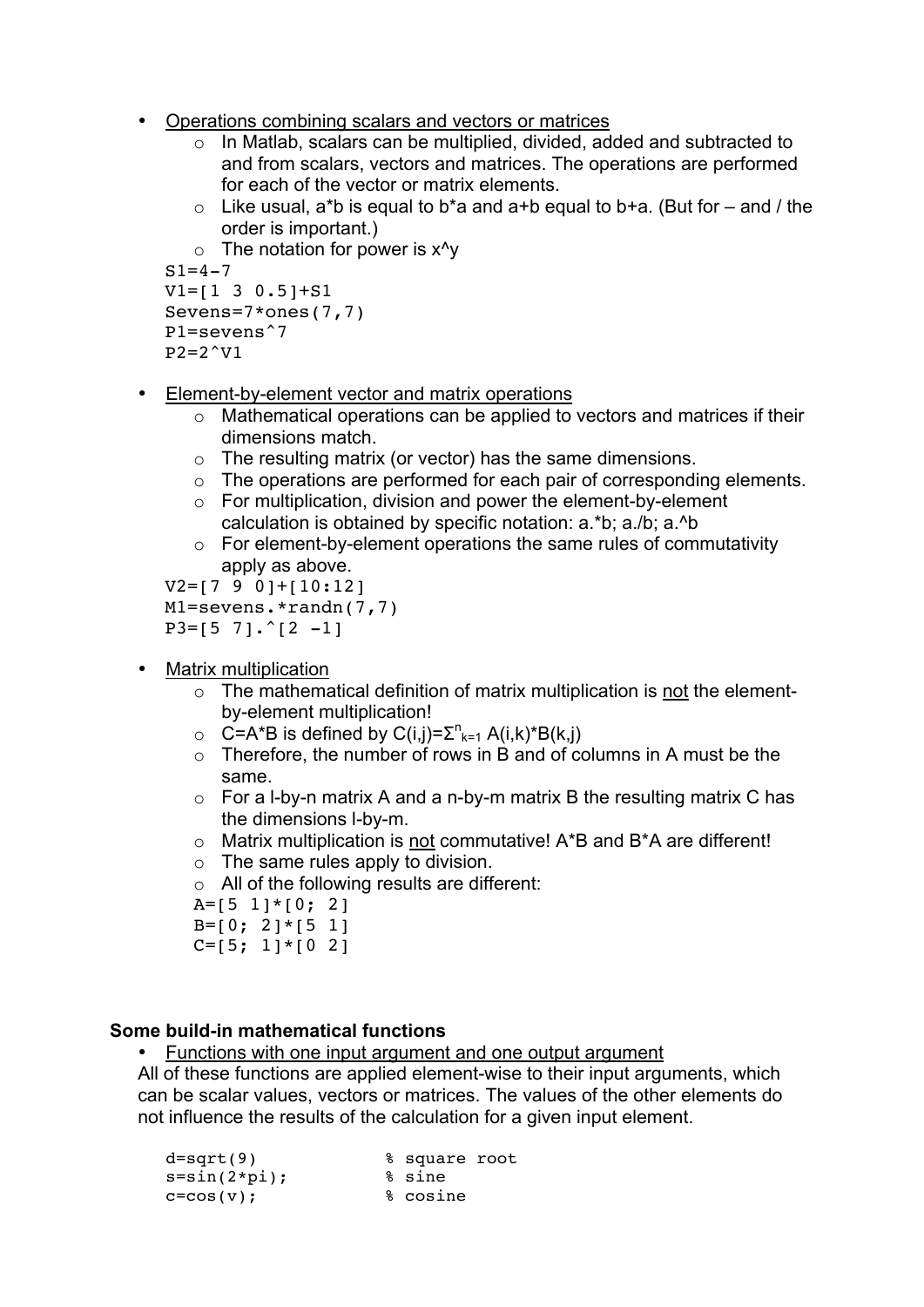- Operations combining scalars and vectors or matrices
  - In Matlab, scalars can be multiplied, divided, added and subtracted to and from scalars, vectors and matrices. The operations are performed for each of the vector or matrix elements.
  - Like usual, a*b is equal to b*a and a+b equal to b+a. (But for – and / the order is important.)
  - The notation for power is x^y

```
S1=4-7
V1=[1 3 0.5]+S1
Sevens=7*ones(7,7)
P1=sevens^7
P2=2^V1
```

- Element-by-element vector and matrix operations
  - Mathematical operations can be applied to vectors and matrices if their dimensions match.
  - The resulting matrix (or vector) has the same dimensions.
  - The operations are performed for each pair of corresponding elements.
  - For multiplication, division and power the element-by-element calculation is obtained by specific notation: a.*b; a./b; a.^b
  - For element-by-element operations the same rules of commutativity apply as above.

```
V2=[7 9 0]+[10:12]
M1=sevens.*randn(7,7)
P3=[5 7].^[2 -1]
```

- Matrix multiplication
  - The mathematical definition of matrix multiplication is not the element-by-element multiplication!
  - C=A*B is defined by $C(i,j)=\Sigma^{n}_{k=1} A(i,k)*B(k,j)$
  - Therefore, the number of rows in B and of columns in A must be the same.
  - For a l-by-n matrix A and a n-by-m matrix B the resulting matrix C has the dimensions l-by-m.
  - Matrix multiplication is not commutative! A*B and B*A are different!
  - The same rules apply to division.
  - All of the following results are different:

```
A=[5 1]*[0; 2]
B=[0; 2]*[5 1]
C=[5; 1]*[0 2]
```

### Some build-in mathematical functions

- Functions with one input argument and one output argument

All of these functions are applied element-wise to their input arguments, which can be scalar values, vectors or matrices. The values of the other elements do not influence the results of the calculation for a given input element.

```
d=sqrt(9)           % square root
s=sin(2*pi);        % sine
c=cos(v);           % cosine
```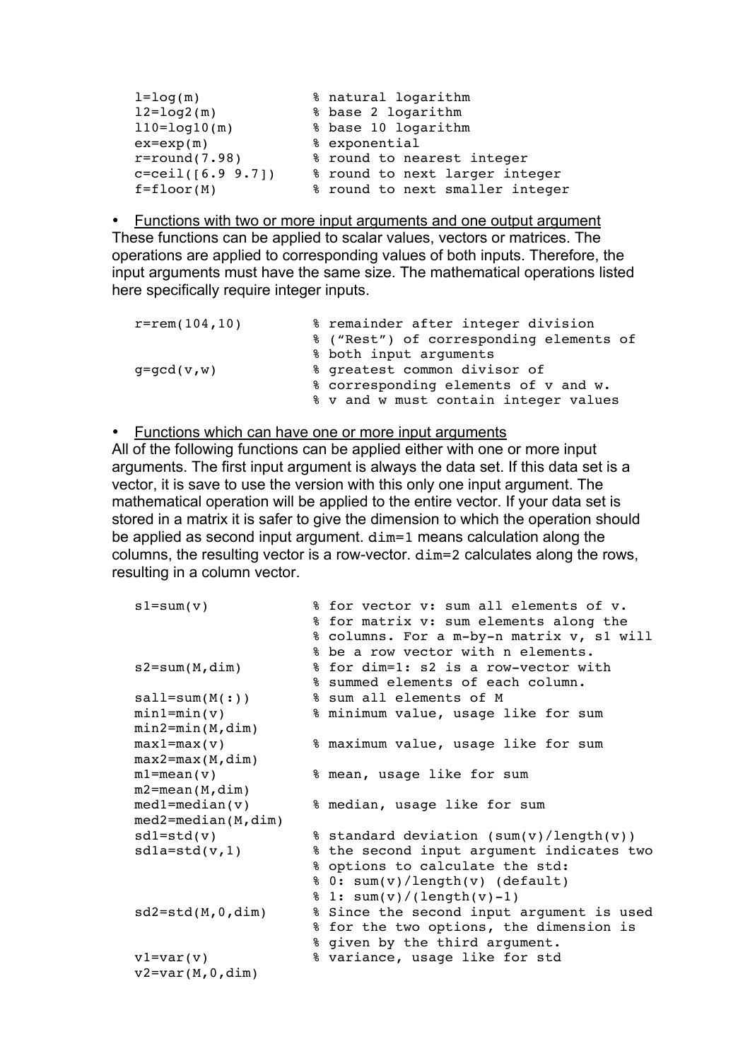```
l=log(m)            % natural logarithm
l2=log2(m)          % base 2 logarithm
l10=log10(m)        % base 10 logarithm
ex=exp(m)           % exponential
r=round(7.98)       % round to nearest integer
c=ceil([6.9 9.7])   % round to next larger integer
f=floor(M)          % round to next smaller integer
```

- Functions with two or more input arguments and one output argument

These functions can be applied to scalar values, vectors or matrices. The operations are applied to corresponding values of both inputs. Therefore, the input arguments must have the same size. The mathematical operations listed here specifically require integer inputs.

```
r=rem(104,10)       % remainder after integer division
                    % ("Rest") of corresponding elements of
                    % both input arguments
g=gcd(v,w)          % greatest common divisor of
                    % corresponding elements of v and w.
                    % v and w must contain integer values
```

- Functions which can have one or more input arguments

All of the following functions can be applied either with one or more input arguments. The first input argument is always the data set. If this data set is a vector, it is save to use the version with this only one input argument. The mathematical operation will be applied to the entire vector. If your data set is stored in a matrix it is safer to give the dimension to which the operation should be applied as second input argument. `dim=1` means calculation along the columns, the resulting vector is a row-vector. `dim=2` calculates along the rows, resulting in a column vector.

```
s1=sum(v)           % for vector v: sum all elements of v.
                    % for matrix v: sum elements along the
                    % columns. For a m-by-n matrix v, s1 will
                    % be a row vector with n elements.
s2=sum(M,dim)       % for dim=1: s2 is a row-vector with
                    % summed elements of each column.
sall=sum(M(:))      % sum all elements of M
min1=min(v)         % minimum value, usage like for sum
min2=min(M,dim)
max1=max(v)         % maximum value, usage like for sum
max2=max(M,dim)
m1=mean(v)          % mean, usage like for sum
m2=mean(M,dim)
med1=median(v)      % median, usage like for sum
med2=median(M,dim)
sd1=std(v)          % standard deviation (sum(v)/length(v))
sd1a=std(v,1)       % the second input argument indicates two
                    % options to calculate the std:
                    % 0: sum(v)/length(v) (default)
                    % 1: sum(v)/(length(v)-1)
sd2=std(M,0,dim)    % Since the second input argument is used
                    % for the two options, the dimension is
                    % given by the third argument.
v1=var(v)           % variance, usage like for std
v2=var(M,0,dim)
```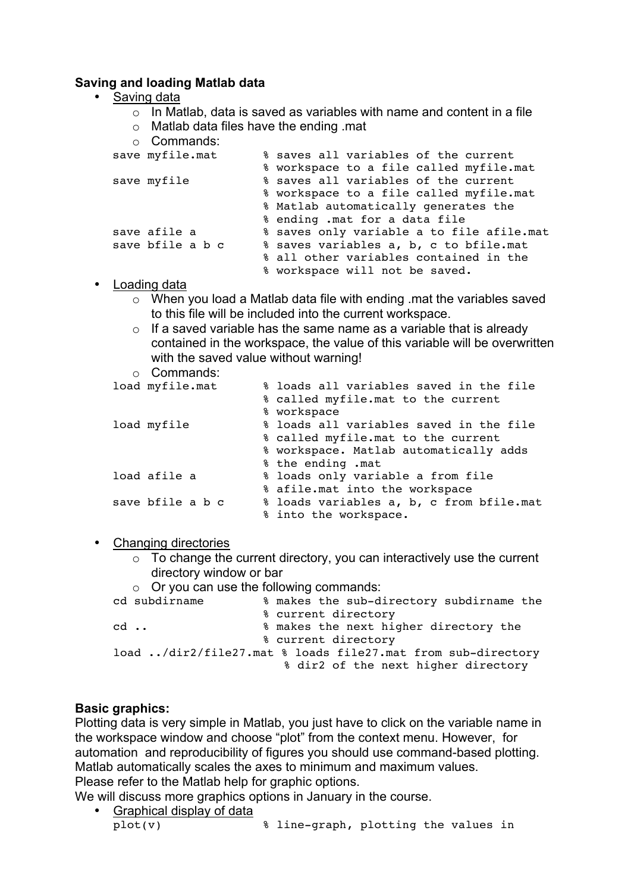**Saving and loading Matlab data**

- Saving data
  - In Matlab, data is saved as variables with name and content in a file
  - Matlab data files have the ending .mat
  - Commands:

```
save myfile.mat       % saves all variables of the current
                      % workspace to a file called myfile.mat
save myfile           % saves all variables of the current
                      % workspace to a file called myfile.mat
                      % Matlab automatically generates the
                      % ending .mat for a data file
save afile a          % saves only variable a to file afile.mat
save bfile a b c      % saves variables a, b, c to bfile.mat
                      % all other variables contained in the
                      % workspace will not be saved.
```

- Loading data
  - When you load a Matlab data file with ending .mat the variables saved to this file will be included into the current workspace.
  - If a saved variable has the same name as a variable that is already contained in the workspace, the value of this variable will be overwritten with the saved value without warning!
  - Commands:

```
load myfile.mat       % loads all variables saved in the file
                      % called myfile.mat to the current
                      % workspace
load myfile           % loads all variables saved in the file
                      % called myfile.mat to the current
                      % workspace. Matlab automatically adds
                      % the ending .mat
load afile a          % loads only variable a from file
                      % afile.mat into the workspace
save bfile a b c      % loads variables a, b, c from bfile.mat
                      % into the workspace.
```

- Changing directories
  - To change the current directory, you can interactively use the current directory window or bar
  - Or you can use the following commands:

```
cd subdirname         % makes the sub-directory subdirname the
                      % current directory
cd ..                 % makes the next higher directory the
                      % current directory
load ../dir2/file27.mat % loads file27.mat from sub-directory
                        % dir2 of the next higher directory
```

**Basic graphics:**

Plotting data is very simple in Matlab, you just have to click on the variable name in the workspace window and choose "plot" from the context menu. However, for automation and reproducibility of figures you should use command-based plotting. Matlab automatically scales the axes to minimum and maximum values.
Please refer to the Matlab help for graphic options.
We will discuss more graphics options in January in the course.

- Graphical display of data

```
plot(v)               % line-graph, plotting the values in
```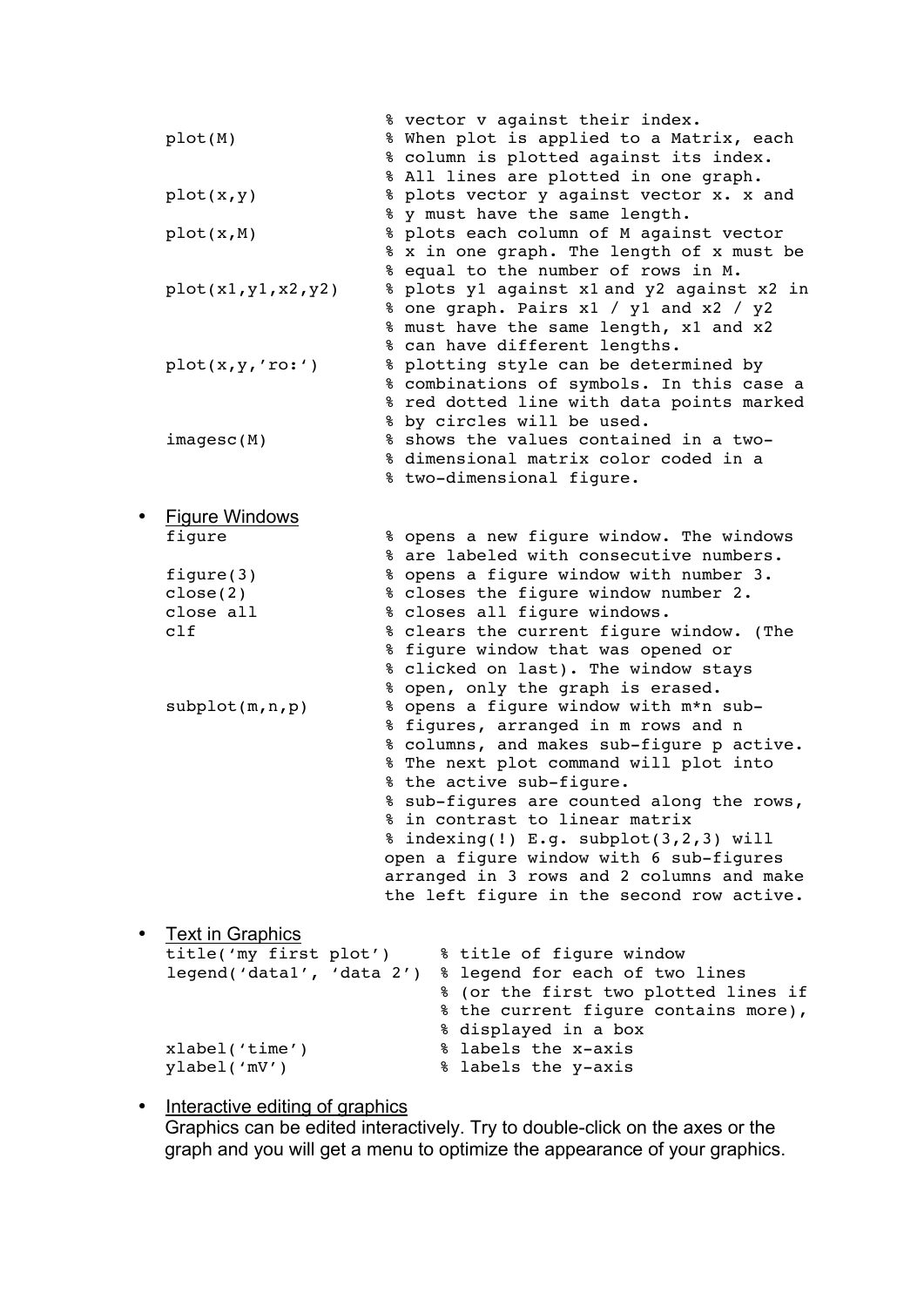```
                        % vector v against their index.
plot(M)                 % When plot is applied to a Matrix, each
                        % column is plotted against its index.
                        % All lines are plotted in one graph.
plot(x,y)               % plots vector y against vector x. x and
                        % y must have the same length.
plot(x,M)               % plots each column of M against vector
                        % x in one graph. The length of x must be
                        % equal to the number of rows in M.
plot(x1,y1,x2,y2)       % plots y1 against x1 and y2 against x2 in
                        % one graph. Pairs x1 / y1 and x2 / y2
                        % must have the same length, x1 and x2
                        % can have different lengths.
plot(x,y,'ro:')         % plotting style can be determined by
                        % combinations of symbols. In this case a
                        % red dotted line with data points marked
                        % by circles will be used.
imagesc(M)              % shows the values contained in a two-
                        % dimensional matrix color coded in a
                        % two-dimensional figure.
```

- Figure Windows

```
figure                  % opens a new figure window. The windows
                        % are labeled with consecutive numbers.
figure(3)               % opens a figure window with number 3.
close(2)                % closes the figure window number 2.
close all               % closes all figure windows.
clf                     % clears the current figure window. (The
                        % figure window that was opened or
                        % clicked on last). The window stays
                        % open, only the graph is erased.
subplot(m,n,p)          % opens a figure window with m*n sub-
                        % figures, arranged in m rows and n
                        % columns, and makes sub-figure p active.
                        % The next plot command will plot into
                        % the active sub-figure.
                        % sub-figures are counted along the rows,
                        % in contrast to linear matrix
                        % indexing(!) E.g. subplot(3,2,3) will
                        open a figure window with 6 sub-figures
                        arranged in 3 rows and 2 columns and make
                        the left figure in the second row active.
```

- Text in Graphics

```
title('my first plot')     % title of figure window
legend('data1', 'data 2')  % legend for each of two lines
                           % (or the first two plotted lines if
                           % the current figure contains more),
                           % displayed in a box
xlabel('time')             % labels the x-axis
ylabel('mV')               % labels the y-axis
```

- Interactive editing of graphics
  Graphics can be edited interactively. Try to double-click on the axes or the graph and you will get a menu to optimize the appearance of your graphics.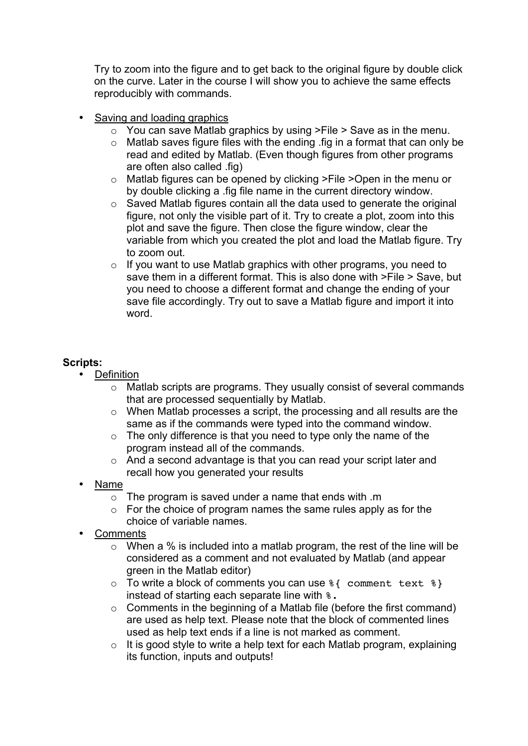Try to zoom into the figure and to get back to the original figure by double click on the curve. Later in the course I will show you to achieve the same effects reproducibly with commands.

- Saving and loading graphics
  - You can save Matlab graphics by using >File > Save as in the menu.
  - Matlab saves figure files with the ending .fig in a format that can only be read and edited by Matlab. (Even though figures from other programs are often also called .fig)
  - Matlab figures can be opened by clicking >File >Open in the menu or by double clicking a .fig file name in the current directory window.
  - Saved Matlab figures contain all the data used to generate the original figure, not only the visible part of it. Try to create a plot, zoom into this plot and save the figure. Then close the figure window, clear the variable from which you created the plot and load the Matlab figure. Try to zoom out.
  - If you want to use Matlab graphics with other programs, you need to save them in a different format. This is also done with >File > Save, but you need to choose a different format and change the ending of your save file accordingly. Try out to save a Matlab figure and import it into word.

**Scripts:**

- Definition
  - Matlab scripts are programs. They usually consist of several commands that are processed sequentially by Matlab.
  - When Matlab processes a script, the processing and all results are the same as if the commands were typed into the command window.
  - The only difference is that you need to type only the name of the program instead all of the commands.
  - And a second advantage is that you can read your script later and recall how you generated your results
- Name
  - The program is saved under a name that ends with .m
  - For the choice of program names the same rules apply as for the choice of variable names.
- Comments
  - When a % is included into a matlab program, the rest of the line will be considered as a comment and not evaluated by Matlab (and appear green in the Matlab editor)
  - To write a block of comments you can use `%{ comment text %}` instead of starting each separate line with `%`.
  - Comments in the beginning of a Matlab file (before the first command) are used as help text. Please note that the block of commented lines used as help text ends if a line is not marked as comment.
  - It is good style to write a help text for each Matlab program, explaining its function, inputs and outputs!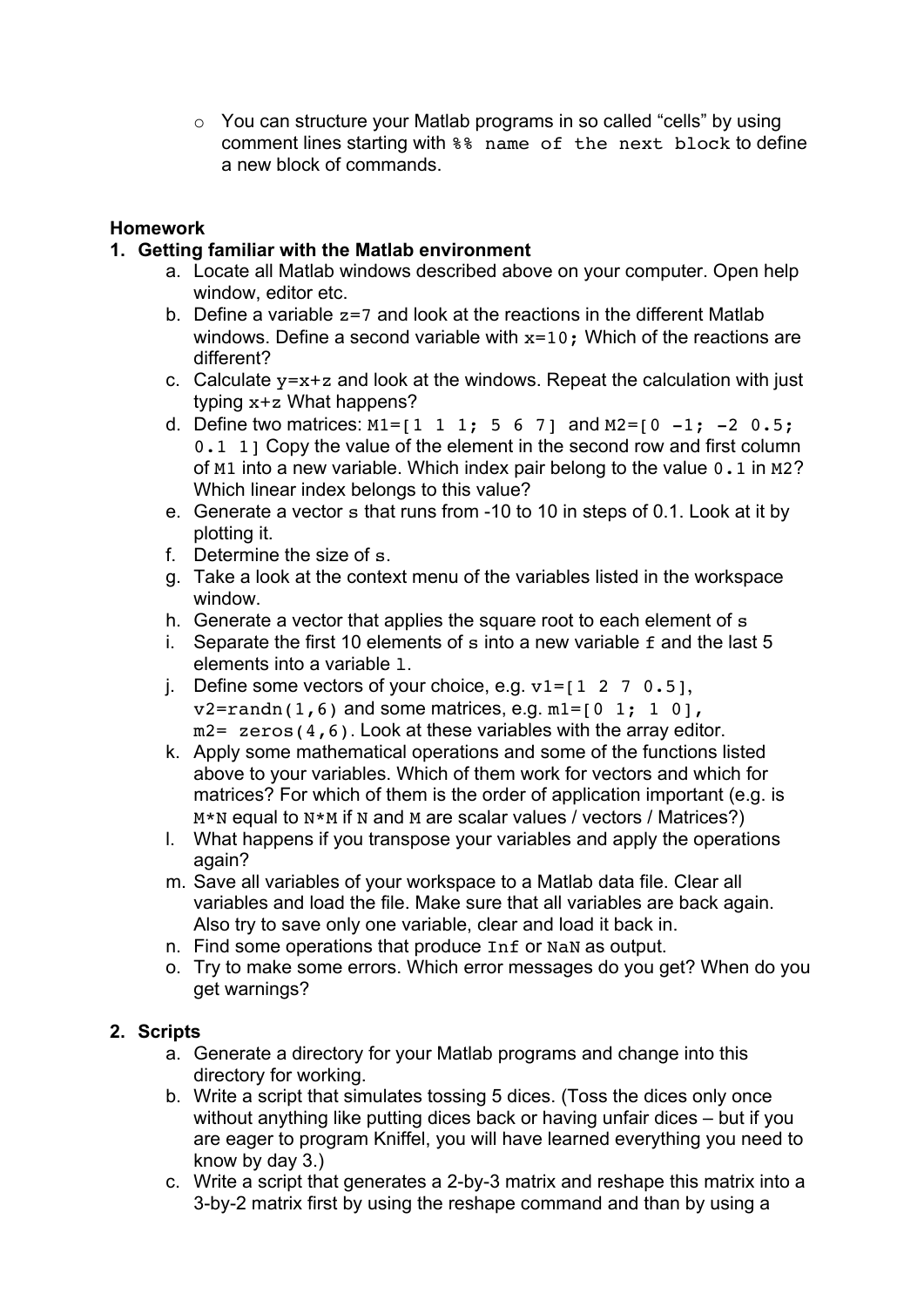- You can structure your Matlab programs in so called "cells" by using comment lines starting with `%% name of the next block` to define a new block of commands.

**Homework**

**1. Getting familiar with the Matlab environment**

   a. Locate all Matlab windows described above on your computer. Open help window, editor etc.
   b. Define a variable `z=7` and look at the reactions in the different Matlab windows. Define a second variable with `x=10;` Which of the reactions are different?
   c. Calculate `y=x+z` and look at the windows. Repeat the calculation with just typing `x+z` What happens?
   d. Define two matrices: `M1=[1 1 1; 5 6 7]` and `M2=[0 -1; -2 0.5; 0.1 1]` Copy the value of the element in the second row and first column of `M1` into a new variable. Which index pair belong to the value `0.1` in `M2`? Which linear index belongs to this value?
   e. Generate a vector `s` that runs from -10 to 10 in steps of 0.1. Look at it by plotting it.
   f. Determine the size of `s`.
   g. Take a look at the context menu of the variables listed in the workspace window.
   h. Generate a vector that applies the square root to each element of `s`
   i. Separate the first 10 elements of `s` into a new variable `f` and the last 5 elements into a variable `l`.
   j. Define some vectors of your choice, e.g. `v1=[1 2 7 0.5]`, `v2=randn(1,6)` and some matrices, e.g. `m1=[0 1; 1 0]`, `m2= zeros(4,6)`. Look at these variables with the array editor.
   k. Apply some mathematical operations and some of the functions listed above to your variables. Which of them work for vectors and which for matrices? For which of them is the order of application important (e.g. is `M*N` equal to `N*M` if `N` and `M` are scalar values / vectors / Matrices?)
   l. What happens if you transpose your variables and apply the operations again?
   m. Save all variables of your workspace to a Matlab data file. Clear all variables and load the file. Make sure that all variables are back again. Also try to save only one variable, clear and load it back in.
   n. Find some operations that produce `Inf` or `NaN` as output.
   o. Try to make some errors. Which error messages do you get? When do you get warnings?

**2. Scripts**

   a. Generate a directory for your Matlab programs and change into this directory for working.
   b. Write a script that simulates tossing 5 dices. (Toss the dices only once without anything like putting dices back or having unfair dices – but if you are eager to program Kniffel, you will have learned everything you need to know by day 3.)
   c. Write a script that generates a 2-by-3 matrix and reshape this matrix into a 3-by-2 matrix first by using the reshape command and than by using a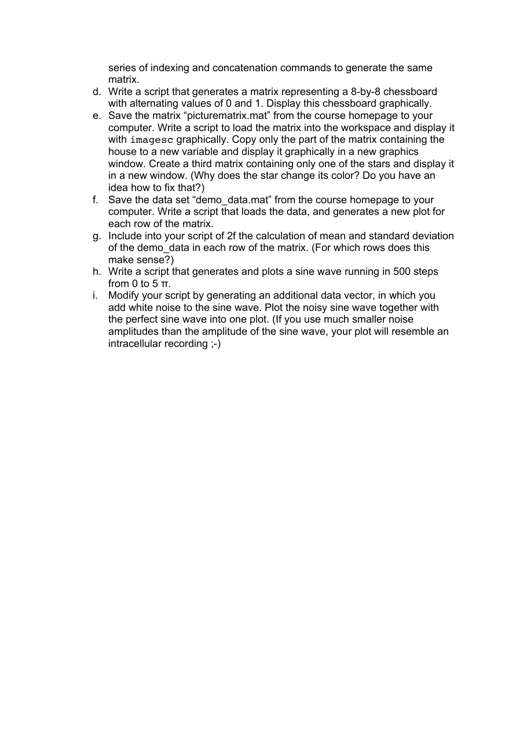series of indexing and concatenation commands to generate the same matrix.

d. Write a script that generates a matrix representing a 8-by-8 chessboard with alternating values of 0 and 1. Display this chessboard graphically.
e. Save the matrix “picturematrix.mat” from the course homepage to your computer. Write a script to load the matrix into the workspace and display it with `imagesc` graphically. Copy only the part of the matrix containing the house to a new variable and display it graphically in a new graphics window. Create a third matrix containing only one of the stars and display it in a new window. (Why does the star change its color? Do you have an idea how to fix that?)
f. Save the data set “demo_data.mat” from the course homepage to your computer. Write a script that loads the data, and generates a new plot for each row of the matrix.
g. Include into your script of 2f the calculation of mean and standard deviation of the demo_data in each row of the matrix. (For which rows does this make sense?)
h. Write a script that generates and plots a sine wave running in 500 steps from 0 to 5 $\pi$.
i. Modify your script by generating an additional data vector, in which you add white noise to the sine wave. Plot the noisy sine wave together with the perfect sine wave into one plot. (If you use much smaller noise amplitudes than the amplitude of the sine wave, your plot will resemble an intracellular recording ;-)